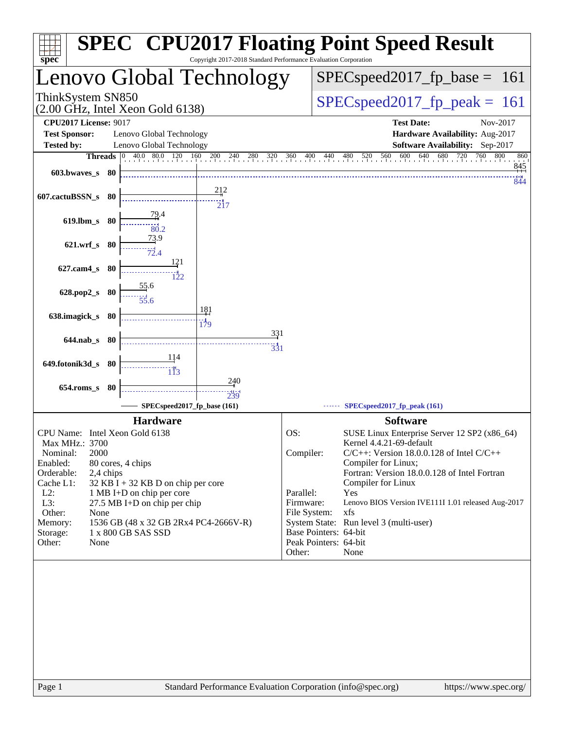# SPEC CPU2017 Floating Point Speed Result

Copyright 2017-2018 Standard Performance Evaluation Corporation

## Lenovo Global Technology

ThinkSystem SN850
(2.00 GHz, Intel Xeon Gold 6138)

SPECspeed2017_fp_base = 161

SPECspeed2017_fp_peak = 161

| | | | |
|---|---|---|---|
| **CPU2017 License:** | 9017 | **Test Date:** | Nov-2017 |
| **Test Sponsor:** | Lenovo Global Technology | **Hardware Availability:** | Aug-2017 |
| **Tested by:** | Lenovo Global Technology | **Software Availability:** | Sep-2017 |

| Benchmark | Threads | Base | Peak |
|---|---|---|---|
| 603.bwaves_s | 80 | 845 | 844 |
| 607.cactuBSSN_s | 80 | 212 | 217 |
| 619.lbm_s | 80 | 79.4 | 80.2 |
| 621.wrf_s | 80 | 73.9 | 72.4 |
| 627.cam4_s | 80 | 121 | 122 |
| 628.pop2_s | 80 | 55.6 | 55.6 |
| 638.imagick_s | 80 | 181 | 179 |
| 644.nab_s | 80 | 331 | 331 |
| 649.fotonik3d_s | 80 | 114 | 113 |
| 654.roms_s | 80 | 240 | 239 |

SPECspeed2017_fp_base (161) — SPECspeed2017_fp_peak (161)

### Hardware

| | |
|---|---|
| CPU Name: | Intel Xeon Gold 6138 |
| Max MHz.: | 3700 |
| Nominal: | 2000 |
| Enabled: | 80 cores, 4 chips |
| Orderable: | 2,4 chips |
| Cache L1: | 32 KB I + 32 KB D on chip per core |
| L2: | 1 MB I+D on chip per core |
| L3: | 27.5 MB I+D on chip per chip |
| Other: | None |
| Memory: | 1536 GB (48 x 32 GB 2Rx4 PC4-2666V-R) |
| Storage: | 1 x 800 GB SAS SSD |
| Other: | None |

### Software

| | |
|---|---|
| OS: | SUSE Linux Enterprise Server 12 SP2 (x86_64) Kernel 4.4.21-69-default |
| Compiler: | C/C++: Version 18.0.0.128 of Intel C/C++ Compiler for Linux; Fortran: Version 18.0.0.128 of Intel Fortran Compiler for Linux |
| Parallel: | Yes |
| Firmware: | Lenovo BIOS Version IVE111I 1.01 released Aug-2017 |
| File System: | xfs |
| System State: | Run level 3 (multi-user) |
| Base Pointers: | 64-bit |
| Peak Pointers: | 64-bit |
| Other: | None |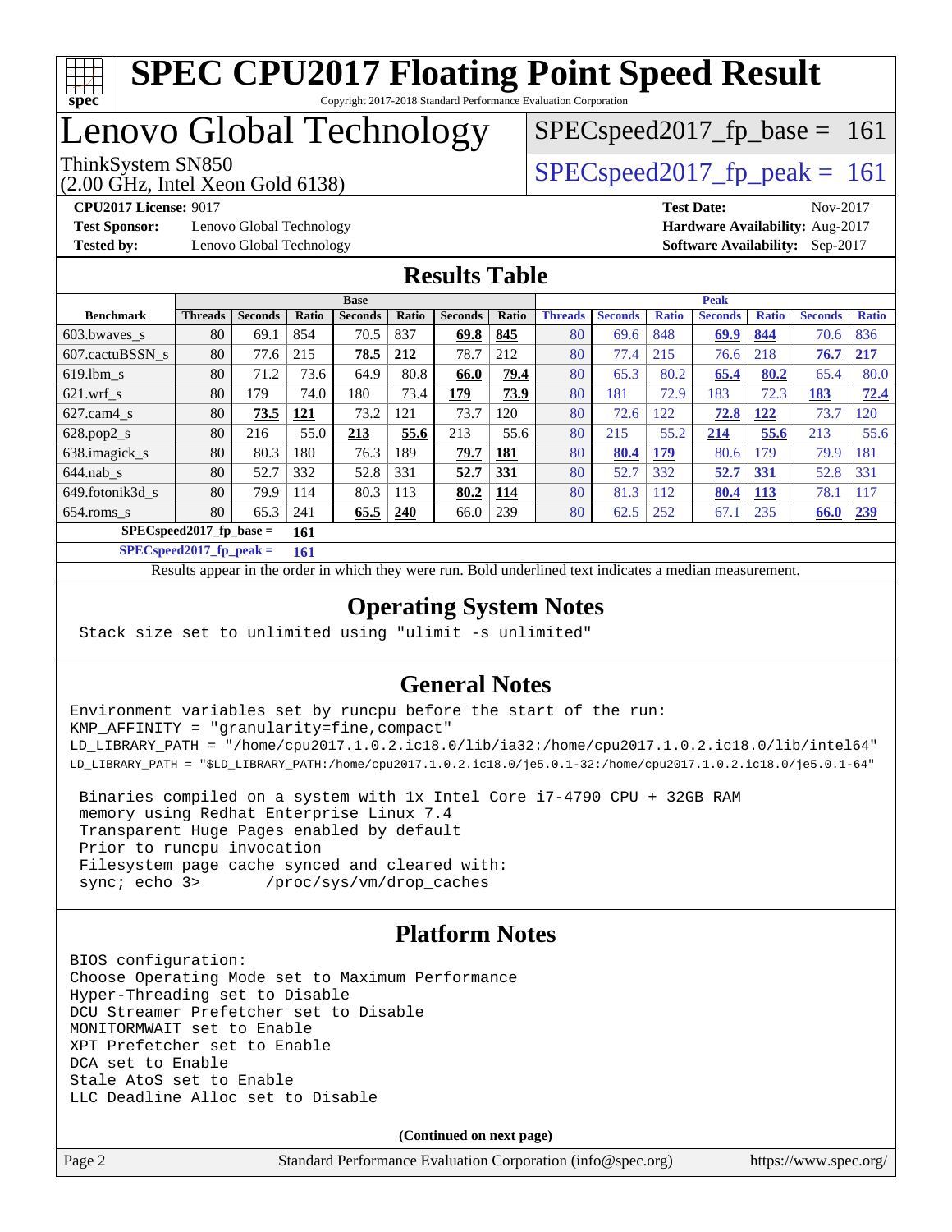# SPEC CPU2017 Floating Point Speed Result

Copyright 2017-2018 Standard Performance Evaluation Corporation

# Lenovo Global Technology

ThinkSystem SN850
(2.00 GHz, Intel Xeon Gold 6138)

SPECspeed2017_fp_base = 161

SPECspeed2017_fp_peak = 161

**CPU2017 License:** 9017
**Test Sponsor:** Lenovo Global Technology
**Tested by:** Lenovo Global Technology

**Test Date:** Nov-2017
**Hardware Availability:** Aug-2017
**Software Availability:** Sep-2017

## Results Table

| Benchmark | Base | | | | | | | Peak | | | | | | |
|---|---|---|---|---|---|---|---|---|---|---|---|---|---|---|
| | Threads | Seconds | Ratio | Seconds | Ratio | Seconds | Ratio | Threads | Seconds | Ratio | Seconds | Ratio | Seconds | Ratio |
| 603.bwaves_s | 80 | 69.1 | 854 | 70.5 | 837 | **69.8** | **845** | 80 | 69.6 | 848 | **69.9** | **844** | 70.6 | 836 |
| 607.cactuBSSN_s | 80 | 77.6 | 215 | **78.5** | **212** | 78.7 | 212 | 80 | 77.4 | 215 | 76.6 | 218 | **76.7** | **217** |
| 619.lbm_s | 80 | 71.2 | 73.6 | 64.9 | 80.8 | **66.0** | **79.4** | 80 | 65.3 | 80.2 | **65.4** | **80.2** | 65.4 | 80.0 |
| 621.wrf_s | 80 | 179 | 74.0 | 180 | 73.4 | **179** | **73.9** | 80 | 181 | 72.9 | 183 | 72.3 | **183** | **72.4** |
| 627.cam4_s | 80 | **73.5** | **121** | 73.2 | 121 | 73.7 | 120 | 80 | 72.6 | 122 | **72.8** | **122** | 73.7 | 120 |
| 628.pop2_s | 80 | 216 | 55.0 | **213** | **55.6** | 213 | 55.6 | 80 | 215 | 55.2 | **214** | **55.6** | 213 | 55.6 |
| 638.imagick_s | 80 | 80.3 | 180 | 76.3 | 189 | **79.7** | **181** | 80 | **80.4** | **179** | 80.6 | 179 | 79.9 | 181 |
| 644.nab_s | 80 | 52.7 | 332 | 52.8 | 331 | **52.7** | **331** | 80 | 52.7 | 332 | **52.7** | **331** | 52.8 | 331 |
| 649.fotonik3d_s | 80 | 79.9 | 114 | 80.3 | 113 | **80.2** | **114** | 80 | 81.3 | 112 | **80.4** | **113** | 78.1 | 117 |
| 654.roms_s | 80 | 65.3 | 241 | **65.5** | **240** | 66.0 | 239 | 80 | 62.5 | 252 | 67.1 | 235 | **66.0** | **239** |

**SPECspeed2017_fp_base = 161**

**SPECspeed2017_fp_peak = 161**

Results appear in the order in which they were run. Bold underlined text indicates a median measurement.

## Operating System Notes

```
Stack size set to unlimited using "ulimit -s unlimited"
```

## General Notes

```
Environment variables set by runcpu before the start of the run:
KMP_AFFINITY = "granularity=fine,compact"
LD_LIBRARY_PATH = "/home/cpu2017.1.0.2.ic18.0/lib/ia32:/home/cpu2017.1.0.2.ic18.0/lib/intel64"
LD_LIBRARY_PATH = "$LD_LIBRARY_PATH:/home/cpu2017.1.0.2.ic18.0/je5.0.1-32:/home/cpu2017.1.0.2.ic18.0/je5.0.1-64"

 Binaries compiled on a system with 1x Intel Core i7-4790 CPU + 32GB RAM
 memory using Redhat Enterprise Linux 7.4
 Transparent Huge Pages enabled by default
 Prior to runcpu invocation
 Filesystem page cache synced and cleared with:
 sync; echo 3>       /proc/sys/vm/drop_caches
```

## Platform Notes

```
BIOS configuration:
Choose Operating Mode set to Maximum Performance
Hyper-Threading set to Disable
DCU Streamer Prefetcher set to Disable
MONITORMWAIT set to Enable
XPT Prefetcher set to Enable
DCA set to Enable
Stale AtoS set to Enable
LLC Deadline Alloc set to Disable
```

**(Continued on next page)**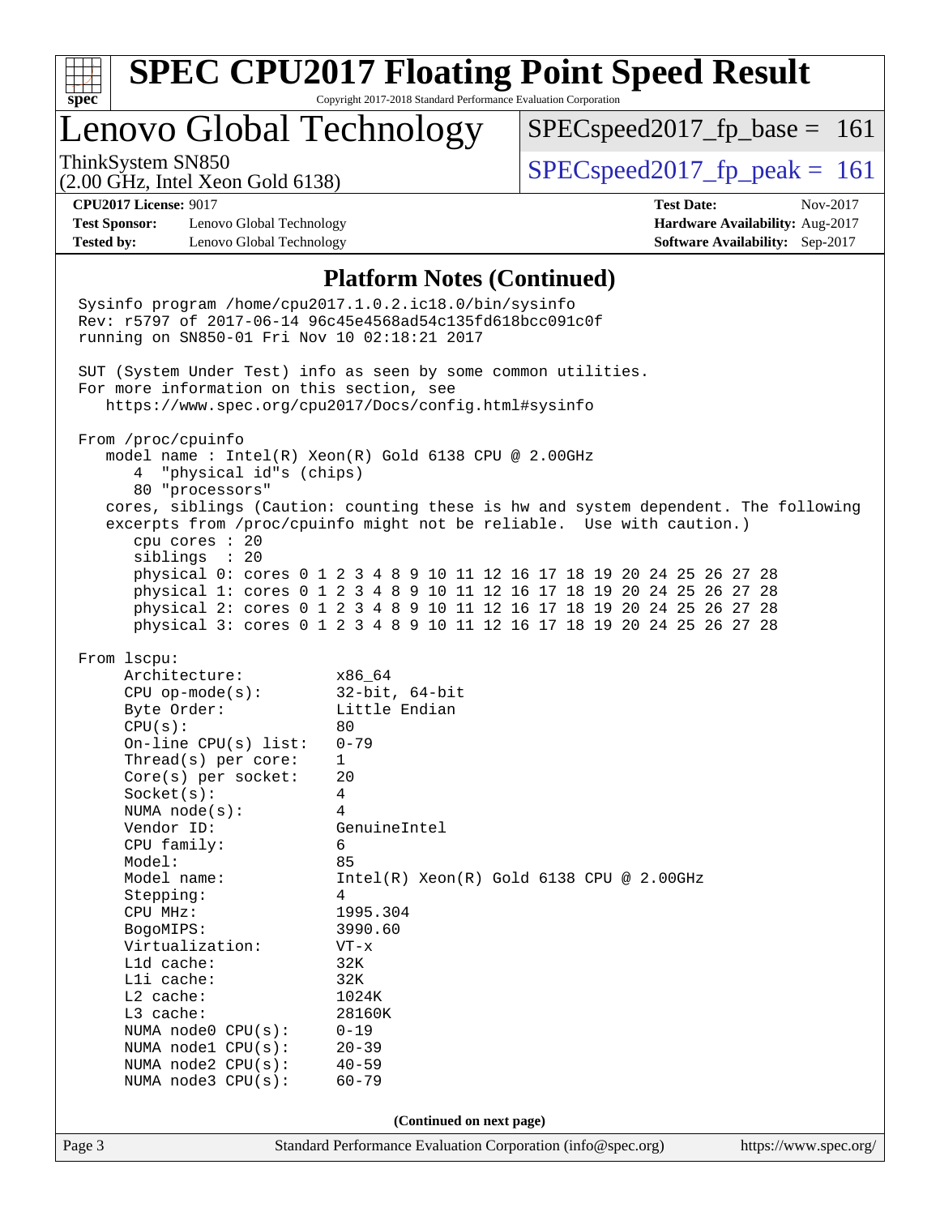# SPEC CPU2017 Floating Point Speed Result

Copyright 2017-2018 Standard Performance Evaluation Corporation

## Lenovo Global Technology

ThinkSystem SN850
(2.00 GHz, Intel Xeon Gold 6138)

SPECspeed2017_fp_base = 161

SPECspeed2017_fp_peak = 161

**CPU2017 License:** 9017
**Test Sponsor:** Lenovo Global Technology
**Tested by:** Lenovo Global Technology

**Test Date:** Nov-2017
**Hardware Availability:** Aug-2017
**Software Availability:** Sep-2017

### Platform Notes (Continued)

```
Sysinfo program /home/cpu2017.1.0.2.ic18.0/bin/sysinfo
Rev: r5797 of 2017-06-14 96c45e4568ad54c135fd618bcc091c0f
running on SN850-01 Fri Nov 10 02:18:21 2017

SUT (System Under Test) info as seen by some common utilities.
For more information on this section, see
   https://www.spec.org/cpu2017/Docs/config.html#sysinfo

From /proc/cpuinfo
   model name : Intel(R) Xeon(R) Gold 6138 CPU @ 2.00GHz
      4  "physical id"s (chips)
      80 "processors"
   cores, siblings (Caution: counting these is hw and system dependent. The following
   excerpts from /proc/cpuinfo might not be reliable.  Use with caution.)
      cpu cores : 20
      siblings  : 20
      physical 0: cores 0 1 2 3 4 8 9 10 11 12 16 17 18 19 20 24 25 26 27 28
      physical 1: cores 0 1 2 3 4 8 9 10 11 12 16 17 18 19 20 24 25 26 27 28
      physical 2: cores 0 1 2 3 4 8 9 10 11 12 16 17 18 19 20 24 25 26 27 28
      physical 3: cores 0 1 2 3 4 8 9 10 11 12 16 17 18 19 20 24 25 26 27 28

From lscpu:
     Architecture:          x86_64
     CPU op-mode(s):        32-bit, 64-bit
     Byte Order:            Little Endian
     CPU(s):                80
     On-line CPU(s) list:   0-79
     Thread(s) per core:    1
     Core(s) per socket:    20
     Socket(s):             4
     NUMA node(s):          4
     Vendor ID:             GenuineIntel
     CPU family:            6
     Model:                 85
     Model name:            Intel(R) Xeon(R) Gold 6138 CPU @ 2.00GHz
     Stepping:              4
     CPU MHz:               1995.304
     BogoMIPS:              3990.60
     Virtualization:        VT-x
     L1d cache:             32K
     L1i cache:             32K
     L2 cache:              1024K
     L3 cache:              28160K
     NUMA node0 CPU(s):     0-19
     NUMA node1 CPU(s):     20-39
     NUMA node2 CPU(s):     40-59
     NUMA node3 CPU(s):     60-79
```

(Continued on next page)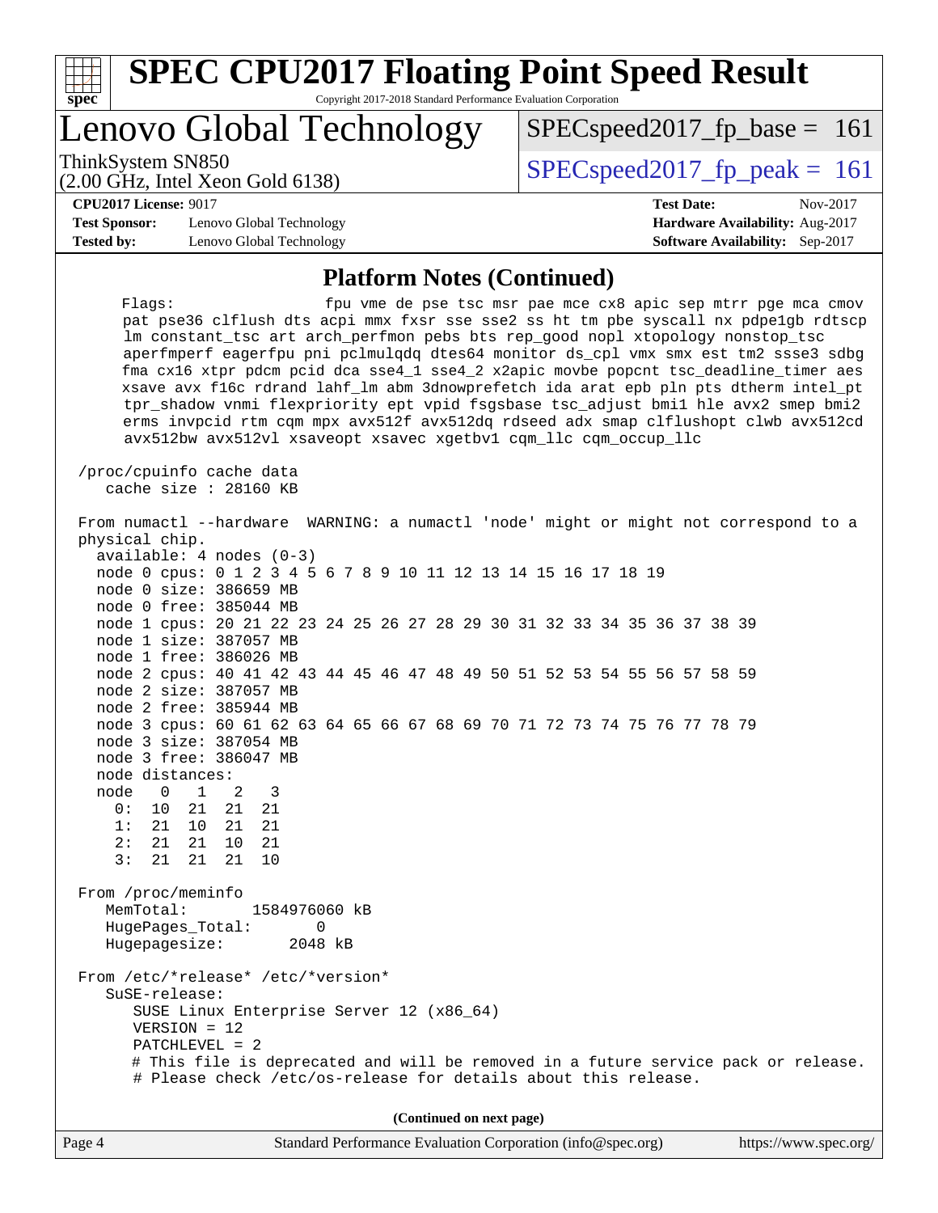## Platform Notes (Continued)

```
     Flags:                 fpu vme de pse tsc msr pae mce cx8 apic sep mtrr pge mca cmov
     pat pse36 clflush dts acpi mmx fxsr sse sse2 ss ht tm pbe syscall nx pdpe1gb rdtscp
     lm constant_tsc art arch_perfmon pebs bts rep_good nopl xtopology nonstop_tsc
     aperfmperf eagerfpu pni pclmulqdq dtes64 monitor ds_cpl vmx smx est tm2 ssse3 sdbg
     fma cx16 xtpr pdcm pcid dca sse4_1 sse4_2 x2apic movbe popcnt tsc_deadline_timer aes
     xsave avx f16c rdrand lahf_lm abm 3dnowprefetch ida arat epb pln pts dtherm intel_pt
     tpr_shadow vnmi flexpriority ept vpid fsgsbase tsc_adjust bmi1 hle avx2 smep bmi2
     erms invpcid rtm cqm mpx avx512f avx512dq rdseed adx smap clflushopt clwb avx512cd
     avx512bw avx512vl xsaveopt xsavec xgetbv1 cqm_llc cqm_occup_llc

 /proc/cpuinfo cache data
    cache size : 28160 KB

 From numactl --hardware  WARNING: a numactl 'node' might or might not correspond to a
 physical chip.
   available: 4 nodes (0-3)
   node 0 cpus: 0 1 2 3 4 5 6 7 8 9 10 11 12 13 14 15 16 17 18 19
   node 0 size: 386659 MB
   node 0 free: 385044 MB
   node 1 cpus: 20 21 22 23 24 25 26 27 28 29 30 31 32 33 34 35 36 37 38 39
   node 1 size: 387057 MB
   node 1 free: 386026 MB
   node 2 cpus: 40 41 42 43 44 45 46 47 48 49 50 51 52 53 54 55 56 57 58 59
   node 2 size: 387057 MB
   node 2 free: 385944 MB
   node 3 cpus: 60 61 62 63 64 65 66 67 68 69 70 71 72 73 74 75 76 77 78 79
   node 3 size: 387054 MB
   node 3 free: 386047 MB
   node distances:
   node   0   1   2   3
     0:  10  21  21  21
     1:  21  10  21  21
     2:  21  21  10  21
     3:  21  21  21  10

 From /proc/meminfo
    MemTotal:       1584976060 kB
    HugePages_Total:       0
    Hugepagesize:       2048 kB

 From /etc/*release* /etc/*version*
    SuSE-release:
       SUSE Linux Enterprise Server 12 (x86_64)
       VERSION = 12
       PATCHLEVEL = 2
       # This file is deprecated and will be removed in a future service pack or release.
       # Please check /etc/os-release for details about this release.
```

**(Continued on next page)**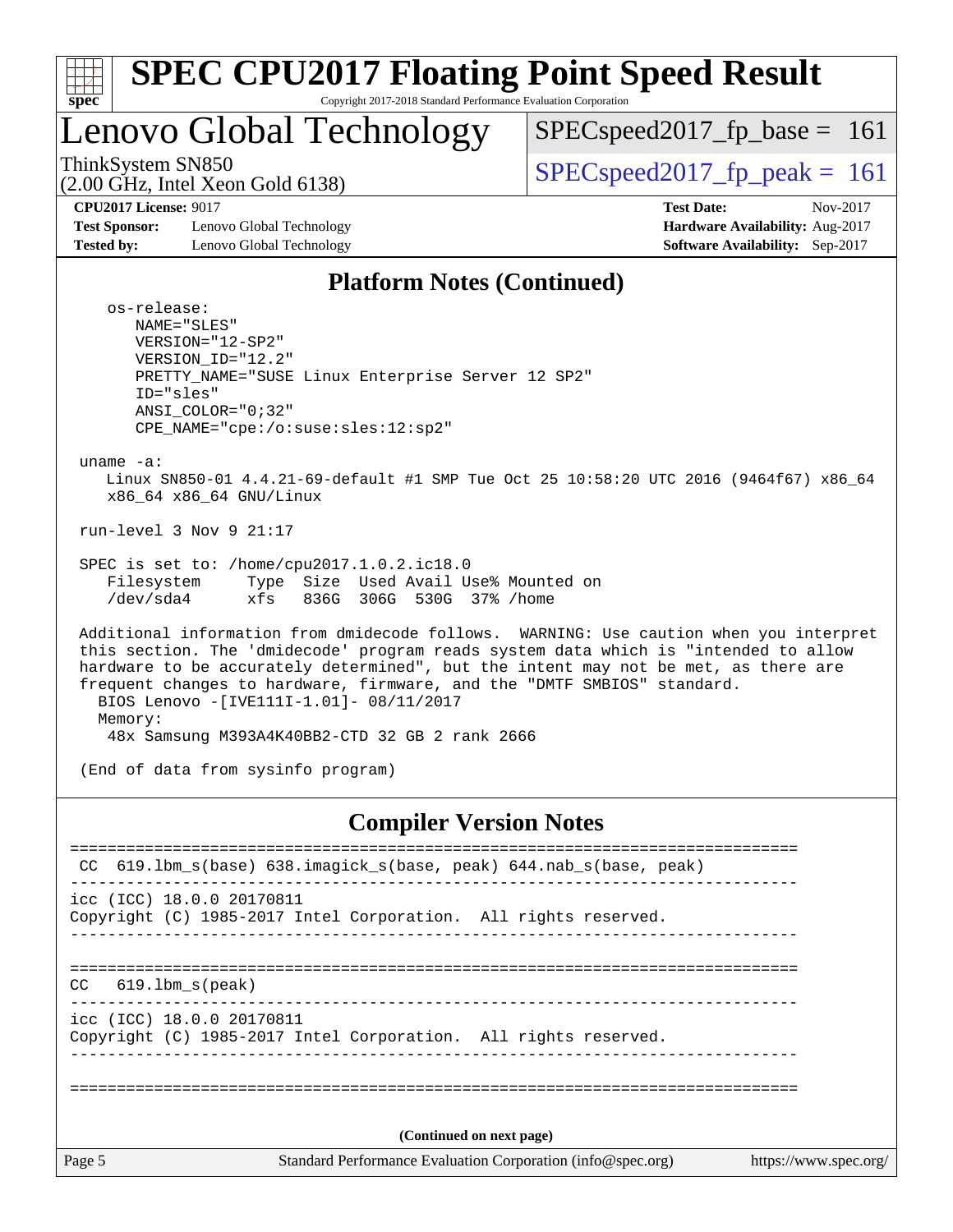## Platform Notes (Continued)

```
    os-release:
       NAME="SLES"
       VERSION="12-SP2"
       VERSION_ID="12.2"
       PRETTY_NAME="SUSE Linux Enterprise Server 12 SP2"
       ID="sles"
       ANSI_COLOR="0;32"
       CPE_NAME="cpe:/o:suse:sles:12:sp2"

 uname -a:
    Linux SN850-01 4.4.21-69-default #1 SMP Tue Oct 25 10:58:20 UTC 2016 (9464f67) x86_64
    x86_64 x86_64 GNU/Linux

 run-level 3 Nov 9 21:17

 SPEC is set to: /home/cpu2017.1.0.2.ic18.0
    Filesystem     Type  Size  Used Avail Use% Mounted on
    /dev/sda4      xfs   836G  306G  530G  37% /home

 Additional information from dmidecode follows.  WARNING: Use caution when you interpret
 this section. The 'dmidecode' program reads system data which is "intended to allow
 hardware to be accurately determined", but the intent may not be met, as there are
 frequent changes to hardware, firmware, and the "DMTF SMBIOS" standard.
   BIOS Lenovo -[IVE111I-1.01]- 08/11/2017
   Memory:
    48x Samsung M393A4K40BB2-CTD 32 GB 2 rank 2666

 (End of data from sysinfo program)
```

## Compiler Version Notes

```
==============================================================================
 CC  619.lbm_s(base) 638.imagick_s(base, peak) 644.nab_s(base, peak)
------------------------------------------------------------------------------
icc (ICC) 18.0.0 20170811
Copyright (C) 1985-2017 Intel Corporation.  All rights reserved.
------------------------------------------------------------------------------

==============================================================================
CC   619.lbm_s(peak)
------------------------------------------------------------------------------
icc (ICC) 18.0.0 20170811
Copyright (C) 1985-2017 Intel Corporation.  All rights reserved.
------------------------------------------------------------------------------

==============================================================================
```

(Continued on next page)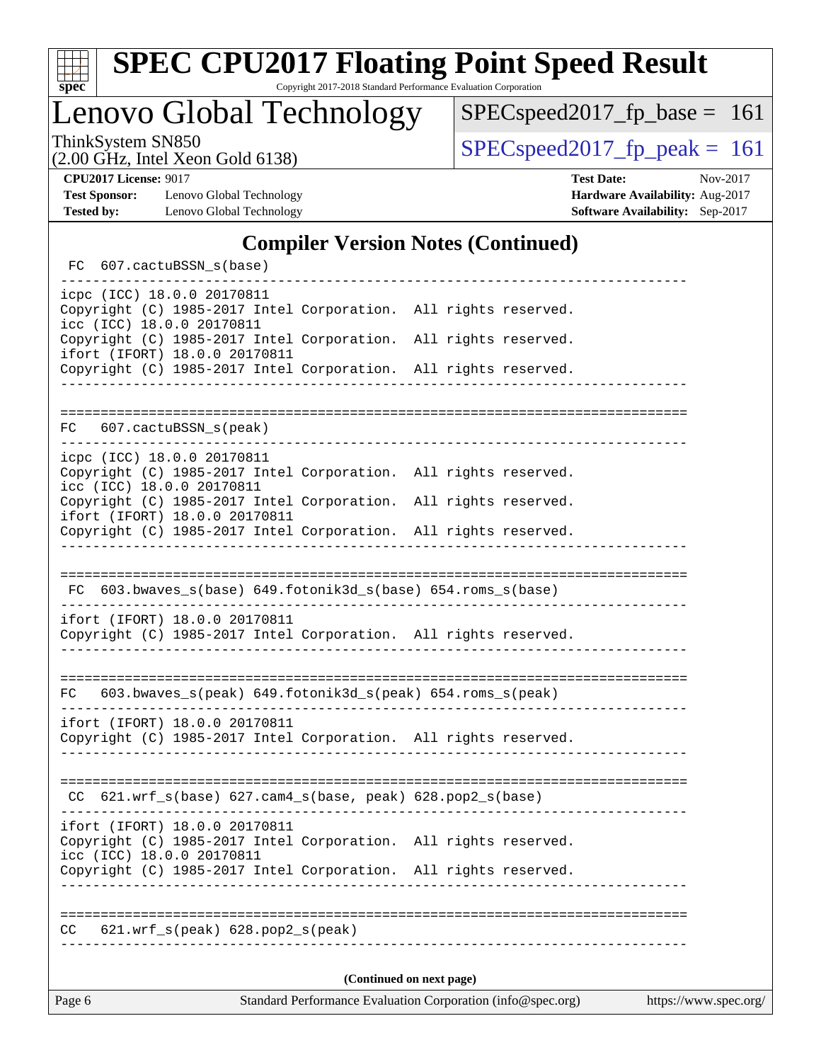## Compiler Version Notes (Continued)

```
FC  607.cactuBSSN_s(base)
------------------------------------------------------------------------------
icpc (ICC) 18.0.0 20170811
Copyright (C) 1985-2017 Intel Corporation.  All rights reserved.
icc (ICC) 18.0.0 20170811
Copyright (C) 1985-2017 Intel Corporation.  All rights reserved.
ifort (IFORT) 18.0.0 20170811
Copyright (C) 1985-2017 Intel Corporation.  All rights reserved.
------------------------------------------------------------------------------

==============================================================================
FC  607.cactuBSSN_s(peak)
------------------------------------------------------------------------------
icpc (ICC) 18.0.0 20170811
Copyright (C) 1985-2017 Intel Corporation.  All rights reserved.
icc (ICC) 18.0.0 20170811
Copyright (C) 1985-2017 Intel Corporation.  All rights reserved.
ifort (IFORT) 18.0.0 20170811
Copyright (C) 1985-2017 Intel Corporation.  All rights reserved.
------------------------------------------------------------------------------

==============================================================================
FC  603.bwaves_s(base) 649.fotonik3d_s(base) 654.roms_s(base)
------------------------------------------------------------------------------
ifort (IFORT) 18.0.0 20170811
Copyright (C) 1985-2017 Intel Corporation.  All rights reserved.
------------------------------------------------------------------------------

==============================================================================
FC  603.bwaves_s(peak) 649.fotonik3d_s(peak) 654.roms_s(peak)
------------------------------------------------------------------------------
ifort (IFORT) 18.0.0 20170811
Copyright (C) 1985-2017 Intel Corporation.  All rights reserved.
------------------------------------------------------------------------------

==============================================================================
CC  621.wrf_s(base) 627.cam4_s(base, peak) 628.pop2_s(base)
------------------------------------------------------------------------------
ifort (IFORT) 18.0.0 20170811
Copyright (C) 1985-2017 Intel Corporation.  All rights reserved.
icc (ICC) 18.0.0 20170811
Copyright (C) 1985-2017 Intel Corporation.  All rights reserved.
------------------------------------------------------------------------------

==============================================================================
CC  621.wrf_s(peak) 628.pop2_s(peak)
------------------------------------------------------------------------------
```

**(Continued on next page)**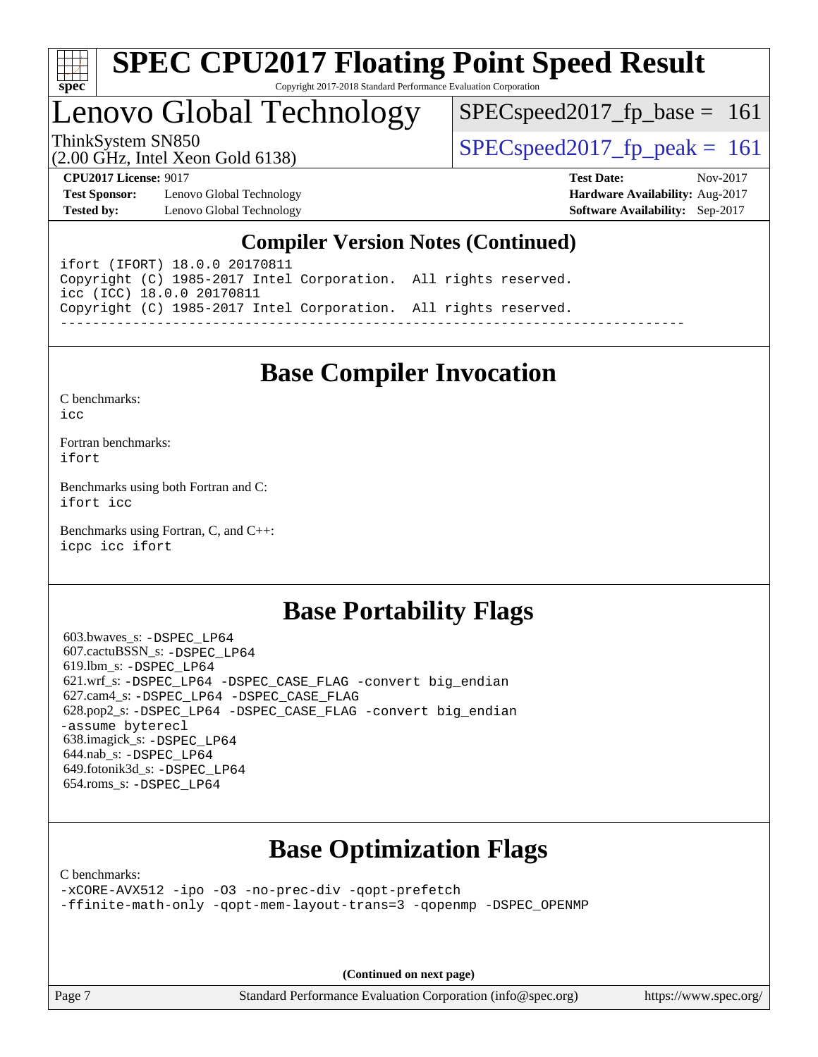## Compiler Version Notes (Continued)

```
ifort (IFORT) 18.0.0 20170811
Copyright (C) 1985-2017 Intel Corporation.  All rights reserved.
icc (ICC) 18.0.0 20170811
Copyright (C) 1985-2017 Intel Corporation.  All rights reserved.
------------------------------------------------------------------------------
```

## Base Compiler Invocation

C benchmarks:
icc

Fortran benchmarks:
ifort

Benchmarks using both Fortran and C:
ifort icc

Benchmarks using Fortran, C, and C++:
icpc icc ifort

## Base Portability Flags

603.bwaves_s: -DSPEC_LP64
607.cactuBSSN_s: -DSPEC_LP64
619.lbm_s: -DSPEC_LP64
621.wrf_s: -DSPEC_LP64 -DSPEC_CASE_FLAG -convert big_endian
627.cam4_s: -DSPEC_LP64 -DSPEC_CASE_FLAG
628.pop2_s: -DSPEC_LP64 -DSPEC_CASE_FLAG -convert big_endian -assume byterecl
638.imagick_s: -DSPEC_LP64
644.nab_s: -DSPEC_LP64
649.fotonik3d_s: -DSPEC_LP64
654.roms_s: -DSPEC_LP64

## Base Optimization Flags

C benchmarks:
-xCORE-AVX512 -ipo -O3 -no-prec-div -qopt-prefetch -ffinite-math-only -qopt-mem-layout-trans=3 -qopenmp -DSPEC_OPENMP

(Continued on next page)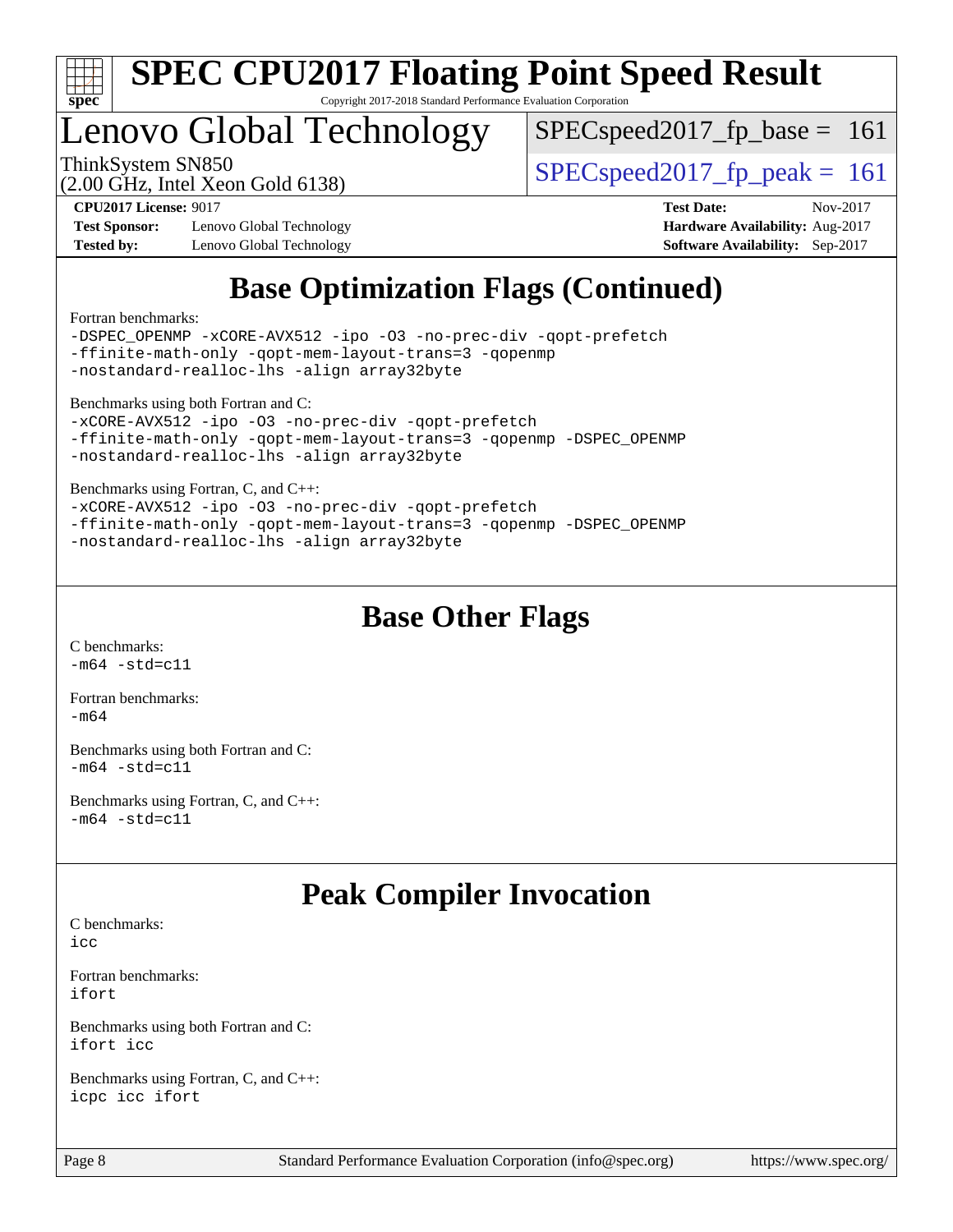## Base Optimization Flags (Continued)

Fortran benchmarks:

```
-DSPEC_OPENMP -xCORE-AVX512 -ipo -O3 -no-prec-div -qopt-prefetch
-ffinite-math-only -qopt-mem-layout-trans=3 -qopenmp
-nostandard-realloc-lhs -align array32byte
```

Benchmarks using both Fortran and C:

```
-xCORE-AVX512 -ipo -O3 -no-prec-div -qopt-prefetch
-ffinite-math-only -qopt-mem-layout-trans=3 -qopenmp -DSPEC_OPENMP
-nostandard-realloc-lhs -align array32byte
```

Benchmarks using Fortran, C, and C++:

```
-xCORE-AVX512 -ipo -O3 -no-prec-div -qopt-prefetch
-ffinite-math-only -qopt-mem-layout-trans=3 -qopenmp -DSPEC_OPENMP
-nostandard-realloc-lhs -align array32byte
```

## Base Other Flags

C benchmarks:

```
-m64 -std=c11
```

Fortran benchmarks:

```
-m64
```

Benchmarks using both Fortran and C:

```
-m64 -std=c11
```

Benchmarks using Fortran, C, and C++:

```
-m64 -std=c11
```

## Peak Compiler Invocation

C benchmarks:

```
icc
```

Fortran benchmarks:

```
ifort
```

Benchmarks using both Fortran and C:

```
ifort icc
```

Benchmarks using Fortran, C, and C++:

```
icpc icc ifort
```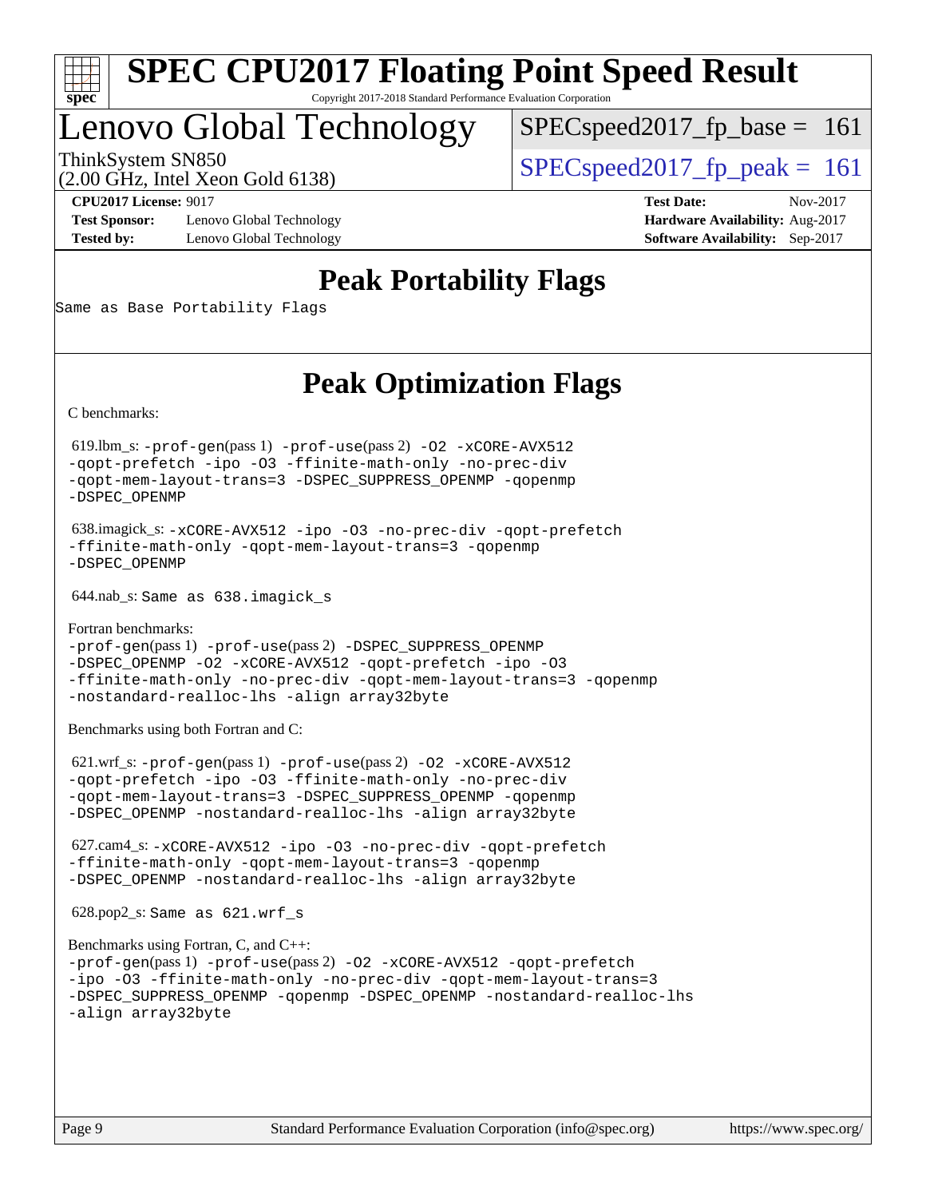# Peak Portability Flags

Same as Base Portability Flags

# Peak Optimization Flags

C benchmarks:

619.lbm_s: -prof-gen(pass 1) -prof-use(pass 2) -O2 -xCORE-AVX512 -qopt-prefetch -ipo -O3 -ffinite-math-only -no-prec-div -qopt-mem-layout-trans=3 -DSPEC_SUPPRESS_OPENMP -qopenmp -DSPEC_OPENMP

638.imagick_s: -xCORE-AVX512 -ipo -O3 -no-prec-div -qopt-prefetch -ffinite-math-only -qopt-mem-layout-trans=3 -qopenmp -DSPEC_OPENMP

644.nab_s: Same as 638.imagick_s

Fortran benchmarks:
-prof-gen(pass 1) -prof-use(pass 2) -DSPEC_SUPPRESS_OPENMP -DSPEC_OPENMP -O2 -xCORE-AVX512 -qopt-prefetch -ipo -O3 -ffinite-math-only -no-prec-div -qopt-mem-layout-trans=3 -qopenmp -nostandard-realloc-lhs -align array32byte

Benchmarks using both Fortran and C:

621.wrf_s: -prof-gen(pass 1) -prof-use(pass 2) -O2 -xCORE-AVX512 -qopt-prefetch -ipo -O3 -ffinite-math-only -no-prec-div -qopt-mem-layout-trans=3 -DSPEC_SUPPRESS_OPENMP -qopenmp -DSPEC_OPENMP -nostandard-realloc-lhs -align array32byte

627.cam4_s: -xCORE-AVX512 -ipo -O3 -no-prec-div -qopt-prefetch -ffinite-math-only -qopt-mem-layout-trans=3 -qopenmp -DSPEC_OPENMP -nostandard-realloc-lhs -align array32byte

628.pop2_s: Same as 621.wrf_s

Benchmarks using Fortran, C, and C++:
-prof-gen(pass 1) -prof-use(pass 2) -O2 -xCORE-AVX512 -qopt-prefetch -ipo -O3 -ffinite-math-only -no-prec-div -qopt-mem-layout-trans=3 -DSPEC_SUPPRESS_OPENMP -qopenmp -DSPEC_OPENMP -nostandard-realloc-lhs -align array32byte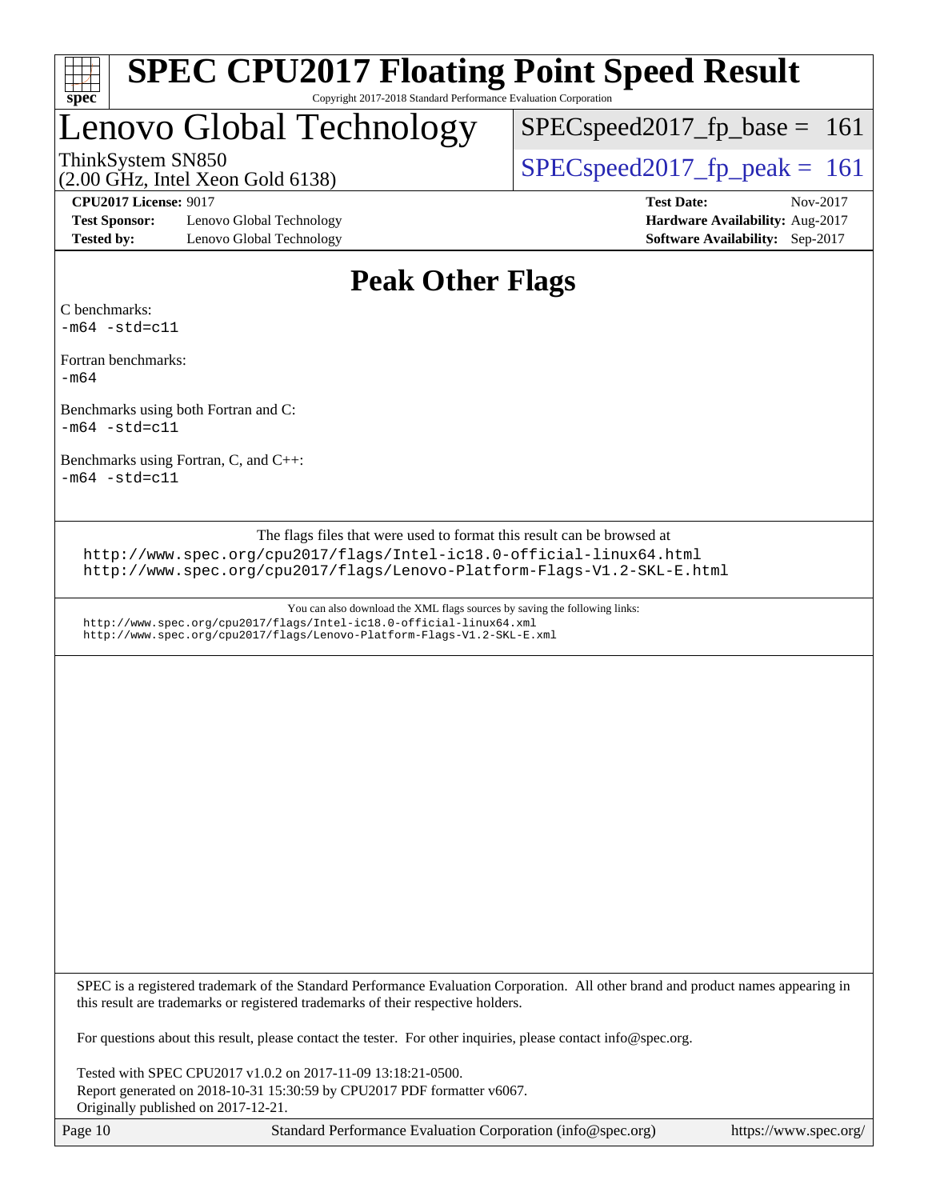# Peak Other Flags

C benchmarks:
-m64 -std=c11

Fortran benchmarks:
-m64

Benchmarks using both Fortran and C:
-m64 -std=c11

Benchmarks using Fortran, C, and C++:
-m64 -std=c11

The flags files that were used to format this result can be browsed at
http://www.spec.org/cpu2017/flags/Intel-ic18.0-official-linux64.html
http://www.spec.org/cpu2017/flags/Lenovo-Platform-Flags-V1.2-SKL-E.html

You can also download the XML flags sources by saving the following links:
http://www.spec.org/cpu2017/flags/Intel-ic18.0-official-linux64.xml
http://www.spec.org/cpu2017/flags/Lenovo-Platform-Flags-V1.2-SKL-E.xml

SPEC is a registered trademark of the Standard Performance Evaluation Corporation. All other brand and product names appearing in this result are trademarks or registered trademarks of their respective holders.

For questions about this result, please contact the tester. For other inquiries, please contact info@spec.org.

Tested with SPEC CPU2017 v1.0.2 on 2017-11-09 13:18:21-0500.
Report generated on 2018-10-31 15:30:59 by CPU2017 PDF formatter v6067.
Originally published on 2017-12-21.